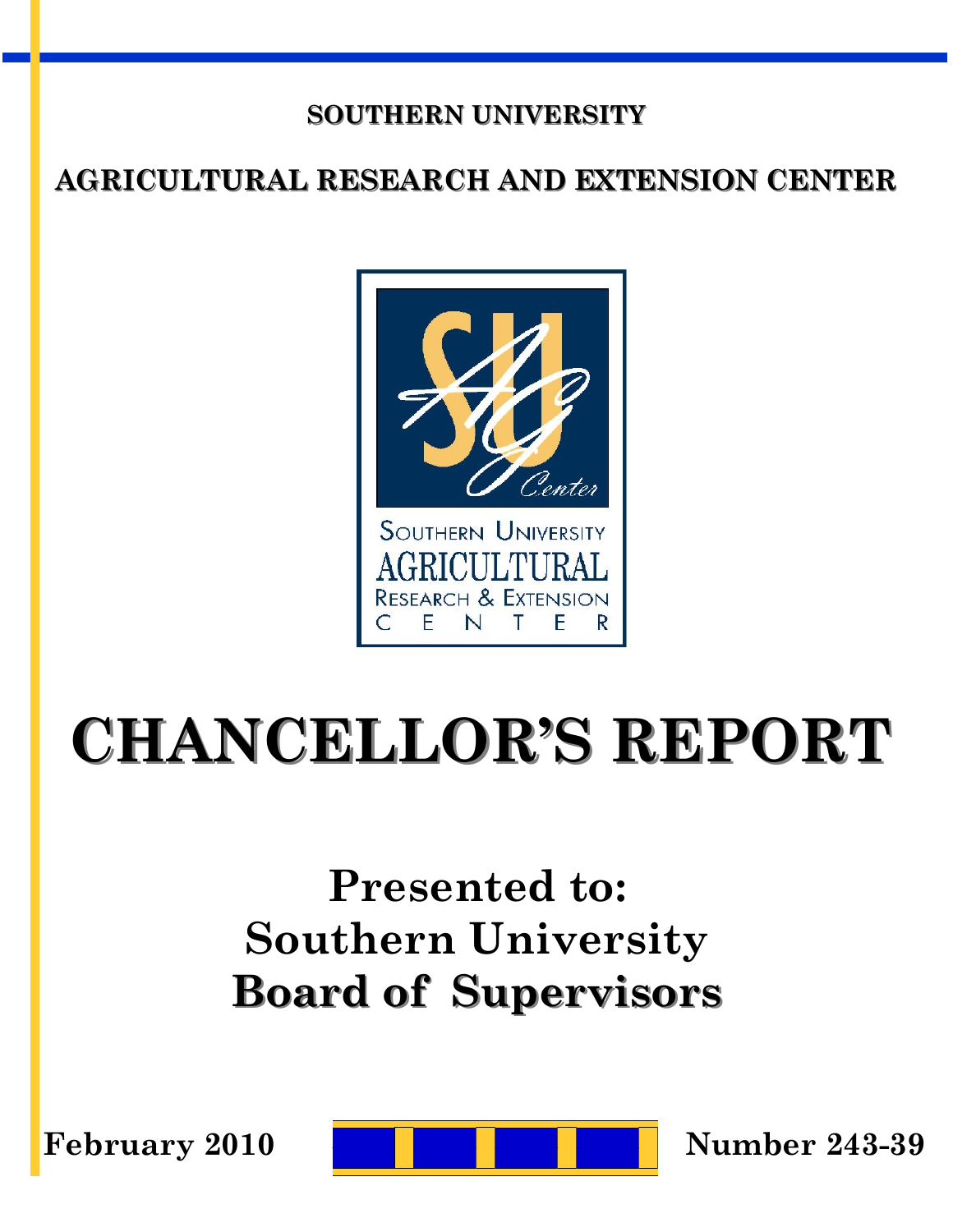**SOUTHERN UNIVERSITY**

**AGRICULTURAL RESEARCH AND EXTENSION CENTER**

SOUTHERN UNIVERSITY
AGRICULTURAL
RESEARCH & EXTENSION
CENTER

# CHANCELLOR'S REPORT

## Presented to:
## Southern University
## Board of Supervisors

**February 2010** **Number 243-39**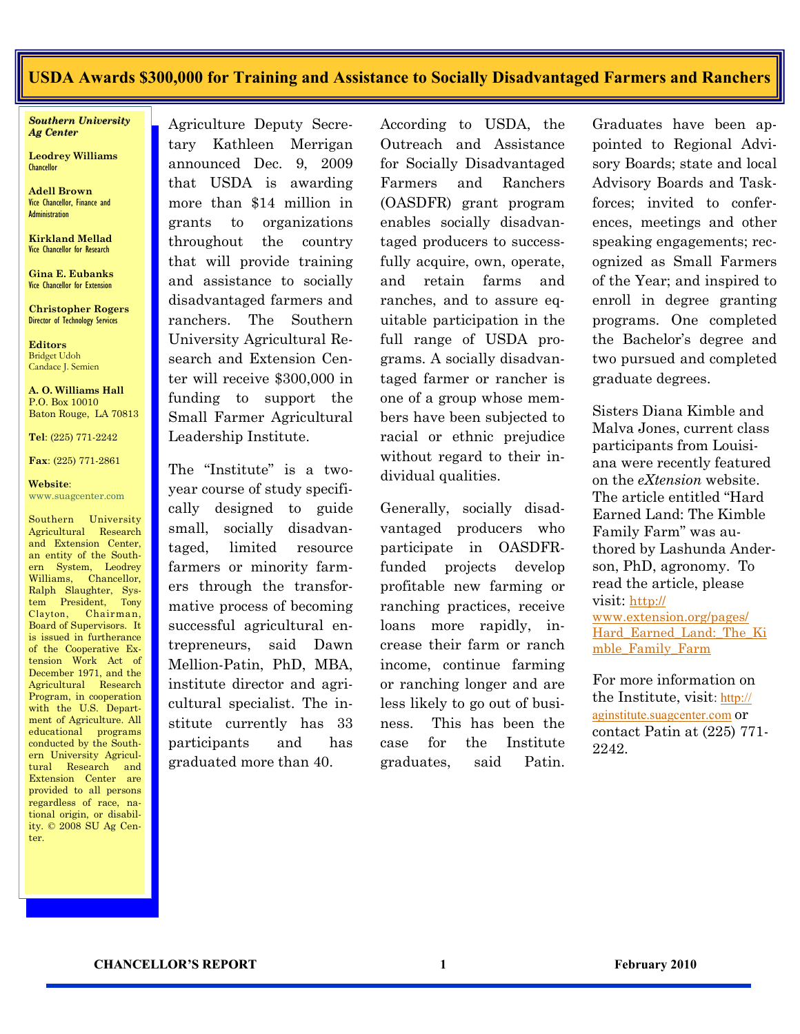# USDA Awards $300,000 for Training and Assistance to Socially Disadvantaged Farmers and Ranchers

***Southern University Ag Center***

**Leodrey Williams**
Chancellor

**Adell Brown**
Vice Chancellor, Finance and Administration

**Kirkland Mellad**
Vice Chancellor for Research

**Gina E. Eubanks**
Vice Chancellor for Extension

**Christopher Rogers**
Director of Technology Services

**Editors**
Bridget Udoh
Candace J. Semien

**A. O. Williams Hall**
P.O. Box 10010
Baton Rouge, LA 70813

**Tel**: (225) 771-2242

**Fax**: (225) 771-2861

**Website**:
www.suagcenter.com

Southern University Agricultural Research and Extension Center, an entity of the Southern System, Leodrey Williams, Chancellor, Ralph Slaughter, System President, Tony Clayton, Chairman, Board of Supervisors. It is issued in furtherance of the Cooperative Extension Work Act of December 1971, and the Agricultural Research Program, in cooperation with the U.S. Department of Agriculture. All educational programs conducted by the Southern University Agricultural Research and Extension Center are provided to all persons regardless of race, national origin, or disability. © 2008 SU Ag Center.

Agriculture Deputy Secretary Kathleen Merrigan announced Dec. 9, 2009 that USDA is awarding more than $14 million in grants to organizations throughout the country that will provide training and assistance to socially disadvantaged farmers and ranchers. The Southern University Agricultural Research and Extension Center will receive $300,000 in funding to support the Small Farmer Agricultural Leadership Institute.

The "Institute" is a two-year course of study specifically designed to guide small, socially disadvantaged, limited resource farmers or minority farmers through the transformative process of becoming successful agricultural entrepreneurs, said Dawn Mellion-Patin, PhD, MBA, institute director and agricultural specialist. The institute currently has 33 participants and has graduated more than 40.

According to USDA, the Outreach and Assistance for Socially Disadvantaged Farmers and Ranchers (OASDFR) grant program enables socially disadvantaged producers to successfully acquire, own, operate, and retain farms and ranches, and to assure equitable participation in the full range of USDA programs. A socially disadvantaged farmer or rancher is one of a group whose members have been subjected to racial or ethnic prejudice without regard to their individual qualities.

Generally, socially disadvantaged producers who participate in OASDFR-funded projects develop profitable new farming or ranching practices, receive loans more rapidly, increase their farm or ranch income, continue farming or ranching longer and are less likely to go out of business. This has been the case for the Institute graduates, said Patin. Graduates have been appointed to Regional Advisory Boards; state and local Advisory Boards and Taskforces; invited to conferences, meetings and other speaking engagements; recognized as Small Farmers of the Year; and inspired to enroll in degree granting programs. One completed the Bachelor's degree and two pursued and completed graduate degrees.

Sisters Diana Kimble and Malva Jones, current class participants from Louisiana were recently featured on the *eXtension* website. The article entitled "Hard Earned Land: The Kimble Family Farm" was authored by Lashunda Anderson, PhD, agronomy. To read the article, please visit: http://www.extension.org/pages/Hard_Earned_Land:_The_Kimble_Family_Farm

For more information on the Institute, visit: http://aginstitute.suagcenter.com or contact Patin at (225) 771-2242.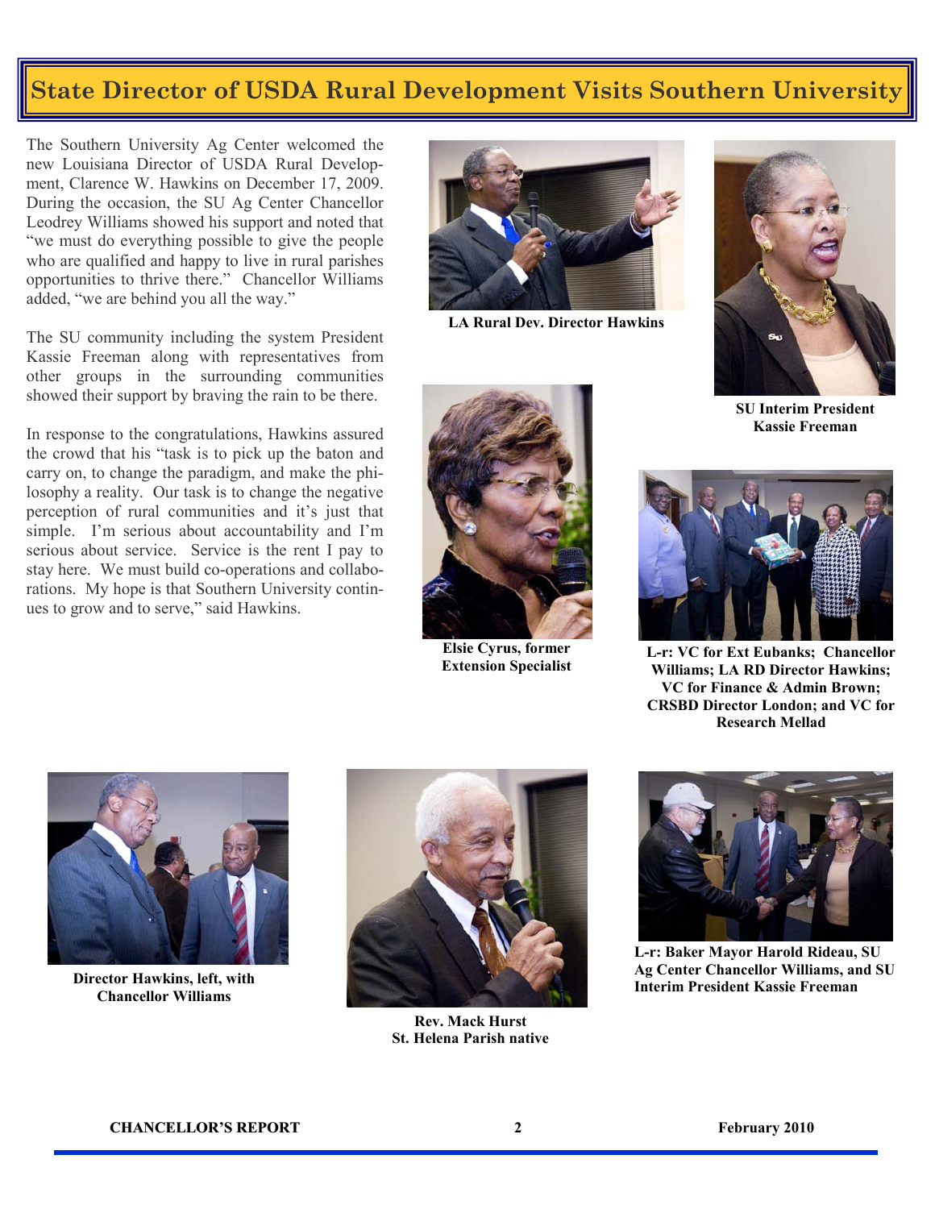# State Director of USDA Rural Development Visits Southern University

The Southern University Ag Center welcomed the new Louisiana Director of USDA Rural Development, Clarence W. Hawkins on December 17, 2009. During the occasion, the SU Ag Center Chancellor Leodrey Williams showed his support and noted that "we must do everything possible to give the people who are qualified and happy to live in rural parishes opportunities to thrive there." Chancellor Williams added, "we are behind you all the way."

The SU community including the system President Kassie Freeman along with representatives from other groups in the surrounding communities showed their support by braving the rain to be there.

In response to the congratulations, Hawkins assured the crowd that his "task is to pick up the baton and carry on, to change the paradigm, and make the philosophy a reality. Our task is to change the negative perception of rural communities and it's just that simple. I'm serious about accountability and I'm serious about service. Service is the rent I pay to stay here. We must build co-operations and collaborations. My hope is that Southern University continues to grow and to serve," said Hawkins.

**LA Rural Dev. Director Hawkins**

**SU Interim President Kassie Freeman**

**Elsie Cyrus, former Extension Specialist**

**L-r: VC for Ext Eubanks; Chancellor Williams; LA RD Director Hawkins; VC for Finance & Admin Brown; CRSBD Director London; and VC for Research Mellad**

**Director Hawkins, left, with Chancellor Williams**

**Rev. Mack Hurst St. Helena Parish native**

**L-r: Baker Mayor Harold Rideau, SU Ag Center Chancellor Williams, and SU Interim President Kassie Freeman**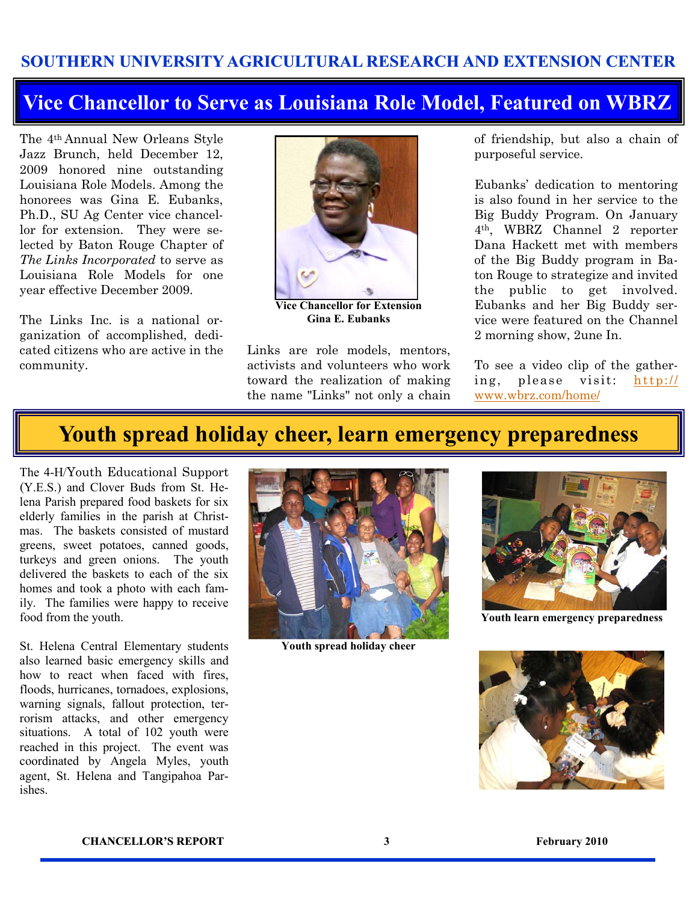## SOUTHERN UNIVERSITY AGRICULTURAL RESEARCH AND EXTENSION CENTER

# Vice Chancellor to Serve as Louisiana Role Model, Featured on WBRZ

The 4th Annual New Orleans Style Jazz Brunch, held December 12, 2009 honored nine outstanding Louisiana Role Models. Among the honorees was Gina E. Eubanks, Ph.D., SU Ag Center vice chancellor for extension. They were selected by Baton Rouge Chapter of *The Links Incorporated* to serve as Louisiana Role Models for one year effective December 2009.

The Links Inc. is a national organization of accomplished, dedicated citizens who are active in the community.

**Vice Chancellor for Extension Gina E. Eubanks**

Links are role models, mentors, activists and volunteers who work toward the realization of making the name "Links" not only a chain of friendship, but also a chain of purposeful service.

Eubanks' dedication to mentoring is also found in her service to the Big Buddy Program. On January 4th, WBRZ Channel 2 reporter Dana Hackett met with members of the Big Buddy program in Baton Rouge to strategize and invited the public to get involved. Eubanks and her Big Buddy service were featured on the Channel 2 morning show, 2une In.

To see a video clip of the gathering, please visit: http://www.wbrz.com/home/

# Youth spread holiday cheer, learn emergency preparedness

The 4-H/Youth Educational Support (Y.E.S.) and Clover Buds from St. Helena Parish prepared food baskets for six elderly families in the parish at Christmas. The baskets consisted of mustard greens, sweet potatoes, canned goods, turkeys and green onions. The youth delivered the baskets to each of the six homes and took a photo with each family. The families were happy to receive food from the youth.

St. Helena Central Elementary students also learned basic emergency skills and how to react when faced with fires, floods, hurricanes, tornadoes, explosions, warning signals, fallout protection, terrorism attacks, and other emergency situations. A total of 102 youth were reached in this project. The event was coordinated by Angela Myles, youth agent, St. Helena and Tangipahoa Parishes.

**Youth spread holiday cheer**

**Youth learn emergency preparedness**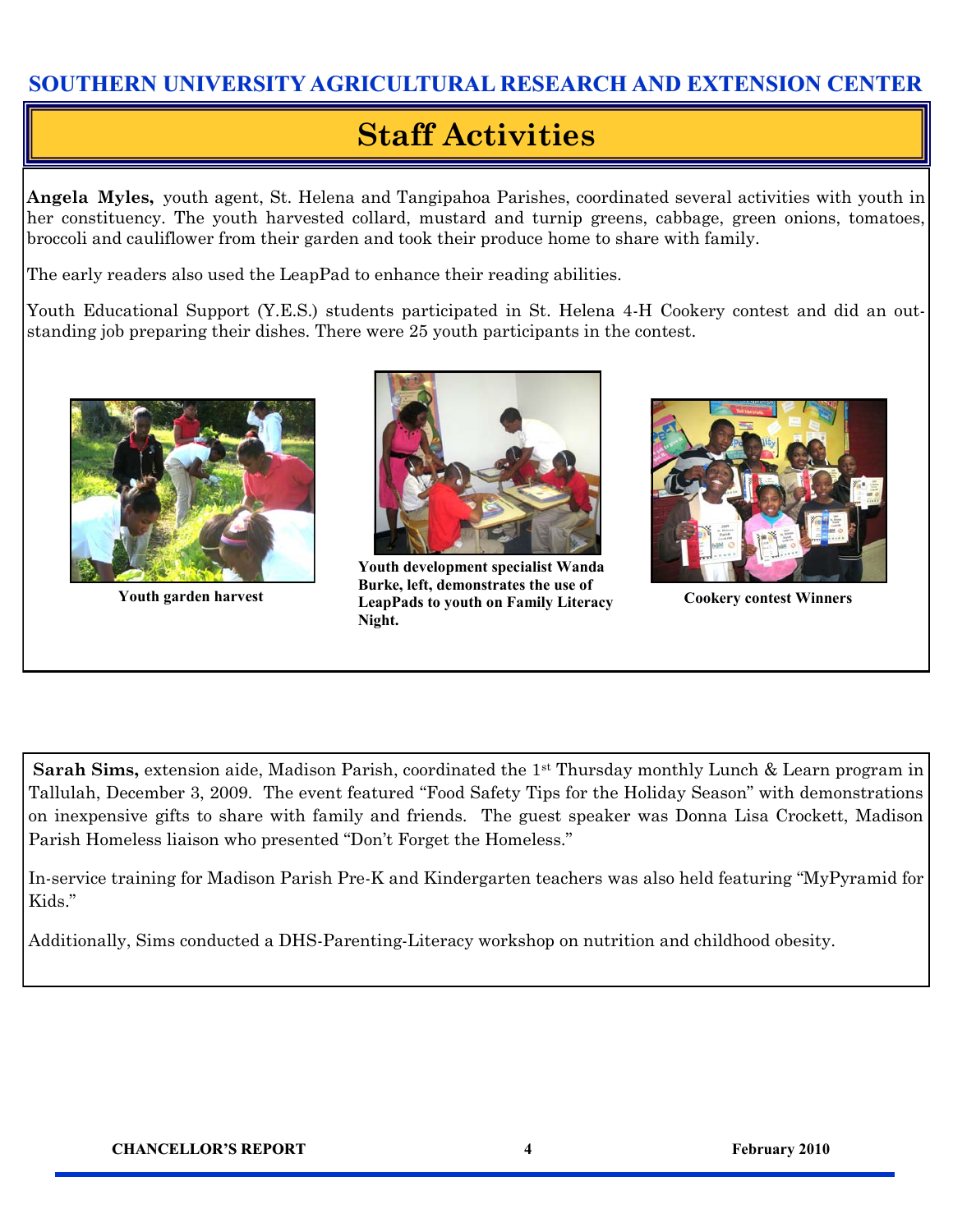# SOUTHERN UNIVERSITY AGRICULTURAL RESEARCH AND EXTENSION CENTER

## Staff Activities

**Angela Myles,** youth agent, St. Helena and Tangipahoa Parishes, coordinated several activities with youth in her constituency. The youth harvested collard, mustard and turnip greens, cabbage, green onions, tomatoes, broccoli and cauliflower from their garden and took their produce home to share with family.

The early readers also used the LeapPad to enhance their reading abilities.

Youth Educational Support (Y.E.S.) students participated in St. Helena 4-H Cookery contest and did an outstanding job preparing their dishes. There were 25 youth participants in the contest.

**Youth garden harvest**

**Youth development specialist Wanda Burke, left, demonstrates the use of LeapPads to youth on Family Literacy Night.**

**Cookery contest Winners**

**Sarah Sims,** extension aide, Madison Parish, coordinated the 1st Thursday monthly Lunch & Learn program in Tallulah, December 3, 2009. The event featured "Food Safety Tips for the Holiday Season" with demonstrations on inexpensive gifts to share with family and friends. The guest speaker was Donna Lisa Crockett, Madison Parish Homeless liaison who presented "Don't Forget the Homeless."

In-service training for Madison Parish Pre-K and Kindergarten teachers was also held featuring "MyPyramid for Kids."

Additionally, Sims conducted a DHS-Parenting-Literacy workshop on nutrition and childhood obesity.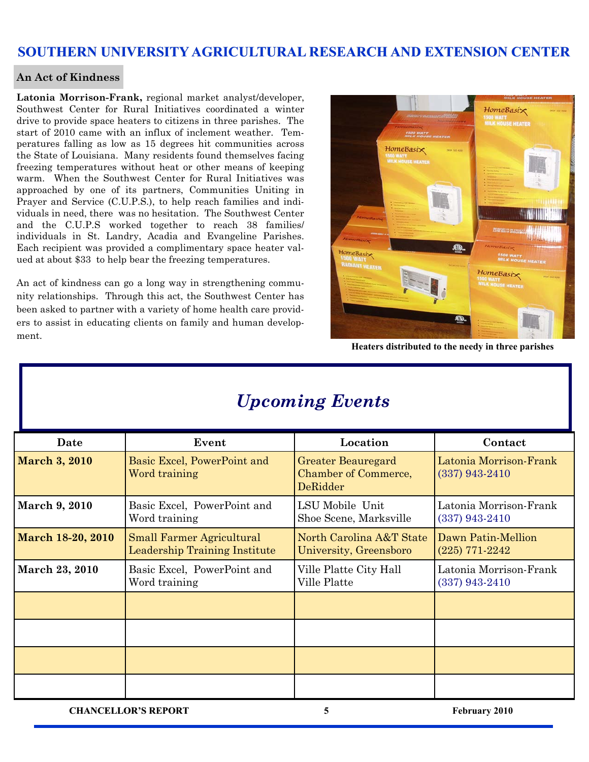# SOUTHERN UNIVERSITY AGRICULTURAL RESEARCH AND EXTENSION CENTER

## An Act of Kindness

**Latonia Morrison-Frank,** regional market analyst/developer, Southwest Center for Rural Initiatives coordinated a winter drive to provide space heaters to citizens in three parishes. The start of 2010 came with an influx of inclement weather. Temperatures falling as low as 15 degrees hit communities across the State of Louisiana. Many residents found themselves facing freezing temperatures without heat or other means of keeping warm. When the Southwest Center for Rural Initiatives was approached by one of its partners, Communities Uniting in Prayer and Service (C.U.P.S.), to help reach families and individuals in need, there was no hesitation. The Southwest Center and the C.U.P.S worked together to reach 38 families/ individuals in St. Landry, Acadia and Evangeline Parishes. Each recipient was provided a complimentary space heater valued at about $33 to help bear the freezing temperatures.

An act of kindness can go a long way in strengthening community relationships. Through this act, the Southwest Center has been asked to partner with a variety of home health care providers to assist in educating clients on family and human development.

Heaters distributed to the needy in three parishes

## *Upcoming Events*

| Date | Event | Location | Contact |
|---|---|---|---|
| **March 3, 2010** | Basic Excel, PowerPoint and Word training | Greater Beauregard Chamber of Commerce, DeRidder | Latonia Morrison-Frank (337) 943-2410 |
| **March 9, 2010** | Basic Excel, PowerPoint and Word training | LSU Mobile Unit Shoe Scene, Marksville | Latonia Morrison-Frank (337) 943-2410 |
| **March 18-20, 2010** | Small Farmer Agricultural Leadership Training Institute | North Carolina A&T State University, Greensboro | Dawn Patin-Mellion (225) 771-2242 |
| **March 23, 2010** | Basic Excel, PowerPoint and Word training | Ville Platte City Hall Ville Platte | Latonia Morrison-Frank (337) 943-2410 |
| | | | |
| | | | |
| | | | |
| | | | |